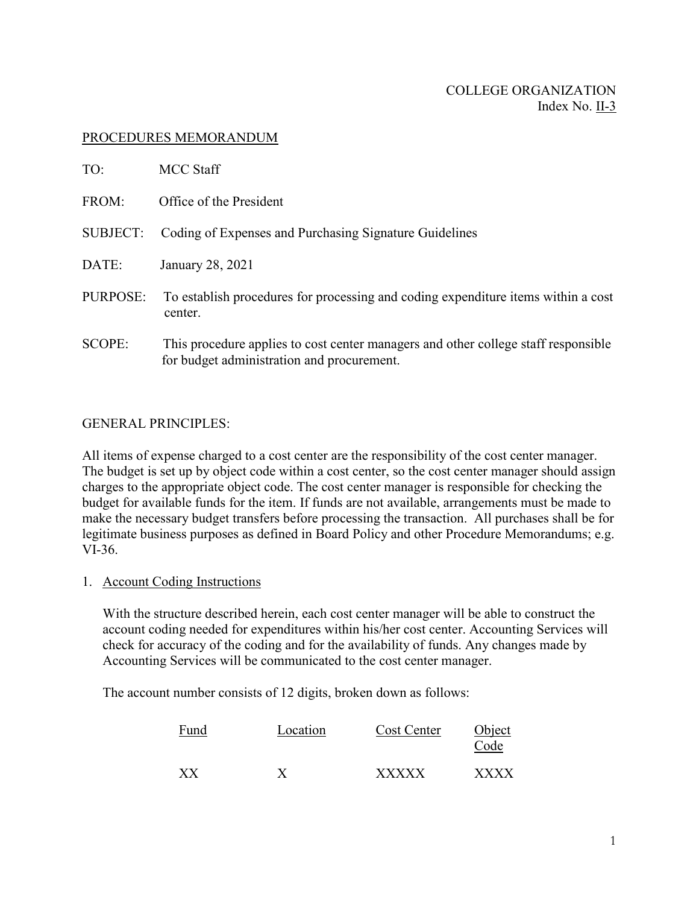COLLEGE ORGANIZATION
Index No. II-3

## PROCEDURES MEMORANDUM

TO: MCC Staff

FROM: Office of the President

SUBJECT: Coding of Expenses and Purchasing Signature Guidelines

DATE: January 28, 2021

PURPOSE: To establish procedures for processing and coding expenditure items within a cost center.

SCOPE: This procedure applies to cost center managers and other college staff responsible for budget administration and procurement.

### GENERAL PRINCIPLES:

All items of expense charged to a cost center are the responsibility of the cost center manager. The budget is set up by object code within a cost center, so the cost center manager should assign charges to the appropriate object code. The cost center manager is responsible for checking the budget for available funds for the item. If funds are not available, arrangements must be made to make the necessary budget transfers before processing the transaction. All purchases shall be for legitimate business purposes as defined in Board Policy and other Procedure Memorandums; e.g. VI-36.

1. Account Coding Instructions

   With the structure described herein, each cost center manager will be able to construct the account coding needed for expenditures within his/her cost center. Accounting Services will check for accuracy of the coding and for the availability of funds. Any changes made by Accounting Services will be communicated to the cost center manager.

   The account number consists of 12 digits, broken down as follows:

| Fund | Location | Cost Center | Object Code |
|---|---|---|---|
| XX | X | XXXXX | XXXX |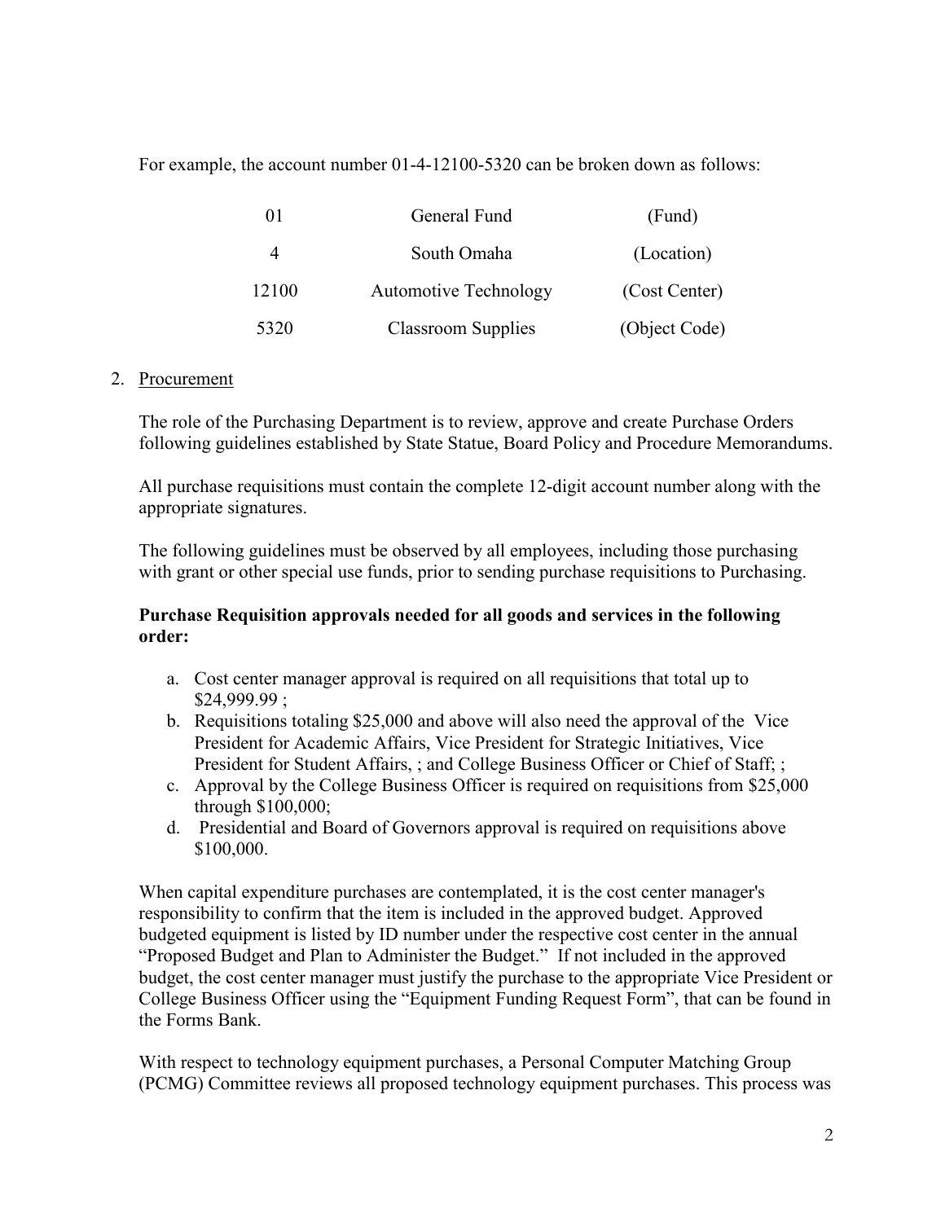For example, the account number 01-4-12100-5320 can be broken down as follows:

| | | |
|---|---|---|
| 01 | General Fund | (Fund) |
| 4 | South Omaha | (Location) |
| 12100 | Automotive Technology | (Cost Center) |
| 5320 | Classroom Supplies | (Object Code) |

2. Procurement

The role of the Purchasing Department is to review, approve and create Purchase Orders following guidelines established by State Statue, Board Policy and Procedure Memorandums.

All purchase requisitions must contain the complete 12-digit account number along with the appropriate signatures.

The following guidelines must be observed by all employees, including those purchasing with grant or other special use funds, prior to sending purchase requisitions to Purchasing.

**Purchase Requisition approvals needed for all goods and services in the following order:**

a. Cost center manager approval is required on all requisitions that total up to $24,999.99 ;
b. Requisitions totaling $25,000 and above will also need the approval of the Vice President for Academic Affairs, Vice President for Strategic Initiatives, Vice President for Student Affairs, ; and College Business Officer or Chief of Staff; ;
c. Approval by the College Business Officer is required on requisitions from $25,000 through $100,000;
d. Presidential and Board of Governors approval is required on requisitions above $100,000.

When capital expenditure purchases are contemplated, it is the cost center manager's responsibility to confirm that the item is included in the approved budget. Approved budgeted equipment is listed by ID number under the respective cost center in the annual "Proposed Budget and Plan to Administer the Budget." If not included in the approved budget, the cost center manager must justify the purchase to the appropriate Vice President or College Business Officer using the "Equipment Funding Request Form", that can be found in the Forms Bank.

With respect to technology equipment purchases, a Personal Computer Matching Group (PCMG) Committee reviews all proposed technology equipment purchases. This process was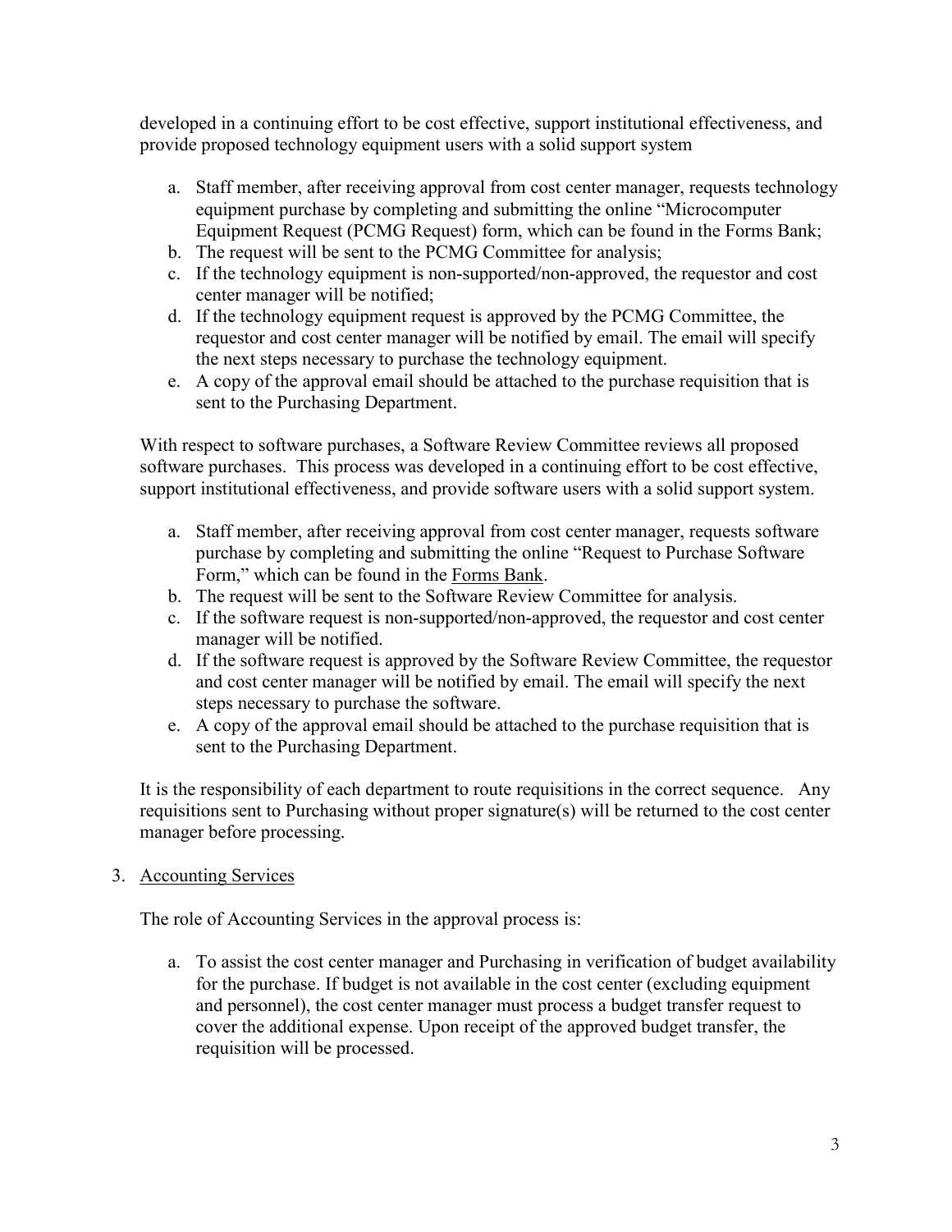developed in a continuing effort to be cost effective, support institutional effectiveness, and provide proposed technology equipment users with a solid support system

a. Staff member, after receiving approval from cost center manager, requests technology equipment purchase by completing and submitting the online "Microcomputer Equipment Request (PCMG Request) form, which can be found in the Forms Bank;
b. The request will be sent to the PCMG Committee for analysis;
c. If the technology equipment is non-supported/non-approved, the requestor and cost center manager will be notified;
d. If the technology equipment request is approved by the PCMG Committee, the requestor and cost center manager will be notified by email. The email will specify the next steps necessary to purchase the technology equipment.
e. A copy of the approval email should be attached to the purchase requisition that is sent to the Purchasing Department.

With respect to software purchases, a Software Review Committee reviews all proposed software purchases. This process was developed in a continuing effort to be cost effective, support institutional effectiveness, and provide software users with a solid support system.

a. Staff member, after receiving approval from cost center manager, requests software purchase by completing and submitting the online "Request to Purchase Software Form," which can be found in the Forms Bank.
b. The request will be sent to the Software Review Committee for analysis.
c. If the software request is non-supported/non-approved, the requestor and cost center manager will be notified.
d. If the software request is approved by the Software Review Committee, the requestor and cost center manager will be notified by email. The email will specify the next steps necessary to purchase the software.
e. A copy of the approval email should be attached to the purchase requisition that is sent to the Purchasing Department.

It is the responsibility of each department to route requisitions in the correct sequence. Any requisitions sent to Purchasing without proper signature(s) will be returned to the cost center manager before processing.

3. Accounting Services

   The role of Accounting Services in the approval process is:

   a. To assist the cost center manager and Purchasing in verification of budget availability for the purchase. If budget is not available in the cost center (excluding equipment and personnel), the cost center manager must process a budget transfer request to cover the additional expense. Upon receipt of the approved budget transfer, the requisition will be processed.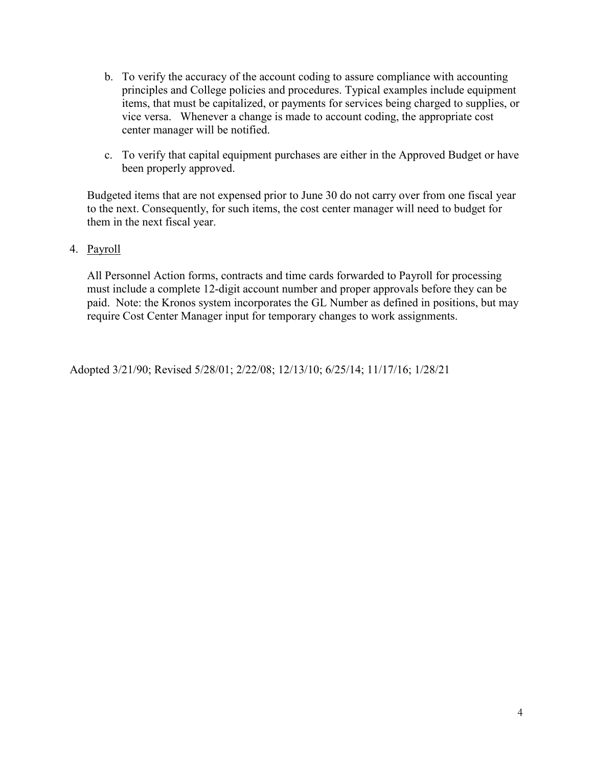b. To verify the accuracy of the account coding to assure compliance with accounting principles and College policies and procedures. Typical examples include equipment items, that must be capitalized, or payments for services being charged to supplies, or vice versa. Whenever a change is made to account coding, the appropriate cost center manager will be notified.

c. To verify that capital equipment purchases are either in the Approved Budget or have been properly approved.

Budgeted items that are not expensed prior to June 30 do not carry over from one fiscal year to the next. Consequently, for such items, the cost center manager will need to budget for them in the next fiscal year.

4. Payroll

All Personnel Action forms, contracts and time cards forwarded to Payroll for processing must include a complete 12-digit account number and proper approvals before they can be paid. Note: the Kronos system incorporates the GL Number as defined in positions, but may require Cost Center Manager input for temporary changes to work assignments.

Adopted 3/21/90; Revised 5/28/01; 2/22/08; 12/13/10; 6/25/14; 11/17/16; 1/28/21